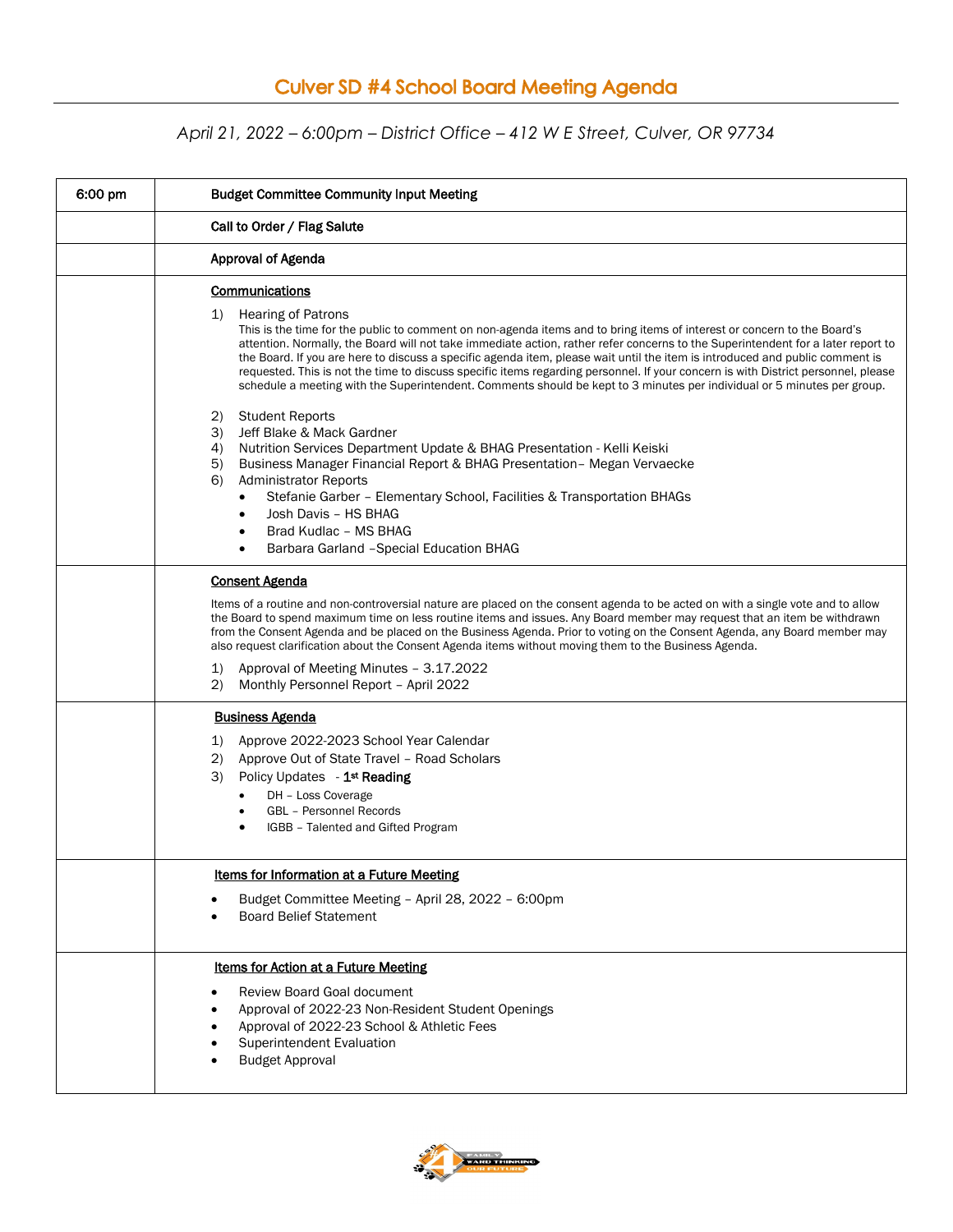# Culver SD #4 School Board Meeting Agenda

*April 21, 2022 – 6:00pm – District Office – 412 W E Street, Culver, OR 97734*

| 6:00 pm | **Budget Committee Community Input Meeting** |
|---|---|
| | **Call to Order / Flag Salute** |
| | **Approval of Agenda** |
| | **Communications**<br><br>1) Hearing of Patrons<br>This is the time for the public to comment on non-agenda items and to bring items of interest or concern to the Board's attention. Normally, the Board will not take immediate action, rather refer concerns to the Superintendent for a later report to the Board. If you are here to discuss a specific agenda item, please wait until the item is introduced and public comment is requested. This is not the time to discuss specific items regarding personnel. If your concern is with District personnel, please schedule a meeting with the Superintendent. Comments should be kept to 3 minutes per individual or 5 minutes per group.<br><br>2) Student Reports<br>3) Jeff Blake & Mack Gardner<br>4) Nutrition Services Department Update & BHAG Presentation - Kelli Keiski<br>5) Business Manager Financial Report & BHAG Presentation– Megan Vervaecke<br>6) Administrator Reports<br>• Stefanie Garber – Elementary School, Facilities & Transportation BHAGs<br>• Josh Davis – HS BHAG<br>• Brad Kudlac – MS BHAG<br>• Barbara Garland –Special Education BHAG |
| | **Consent Agenda**<br><br>Items of a routine and non-controversial nature are placed on the consent agenda to be acted on with a single vote and to allow the Board to spend maximum time on less routine items and issues. Any Board member may request that an item be withdrawn from the Consent Agenda and be placed on the Business Agenda. Prior to voting on the Consent Agenda, any Board member may also request clarification about the Consent Agenda items without moving them to the Business Agenda.<br><br>1) Approval of Meeting Minutes – 3.17.2022<br>2) Monthly Personnel Report – April 2022 |
| | **Business Agenda**<br><br>1) Approve 2022-2023 School Year Calendar<br>2) Approve Out of State Travel – Road Scholars<br>3) Policy Updates - **1st Reading**<br>• DH – Loss Coverage<br>• GBL – Personnel Records<br>• IGBB – Talented and Gifted Program |
| | **Items for Information at a Future Meeting**<br><br>• Budget Committee Meeting – April 28, 2022 – 6:00pm<br>• Board Belief Statement |
| | **Items for Action at a Future Meeting**<br><br>• Review Board Goal document<br>• Approval of 2022-23 Non-Resident Student Openings<br>• Approval of 2022-23 School & Athletic Fees<br>• Superintendent Evaluation<br>• Budget Approval |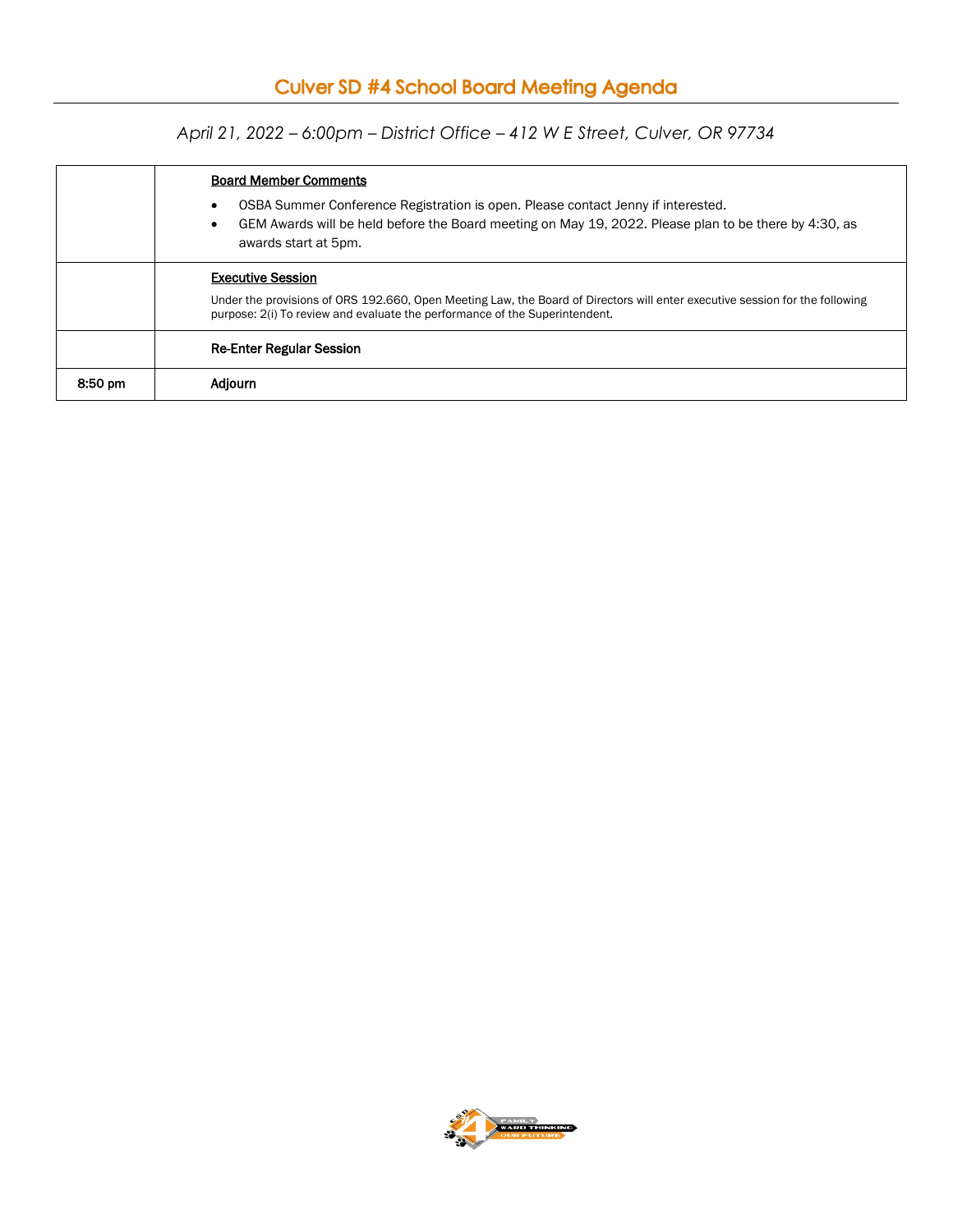# Culver SD #4 School Board Meeting Agenda

*April 21, 2022 – 6:00pm – District Office – 412 W E Street, Culver, OR 97734*

| | |
|---|---|
| | **Board Member Comments**<br>• OSBA Summer Conference Registration is open. Please contact Jenny if interested.<br>• GEM Awards will be held before the Board meeting on May 19, 2022. Please plan to be there by 4:30, as awards start at 5pm. |
| | **Executive Session**<br>Under the provisions of ORS 192.660, Open Meeting Law, the Board of Directors will enter executive session for the following purpose: 2(i) To review and evaluate the performance of the Superintendent. |
| | **Re-Enter Regular Session** |
| **8:50 pm** | **Adjourn** |